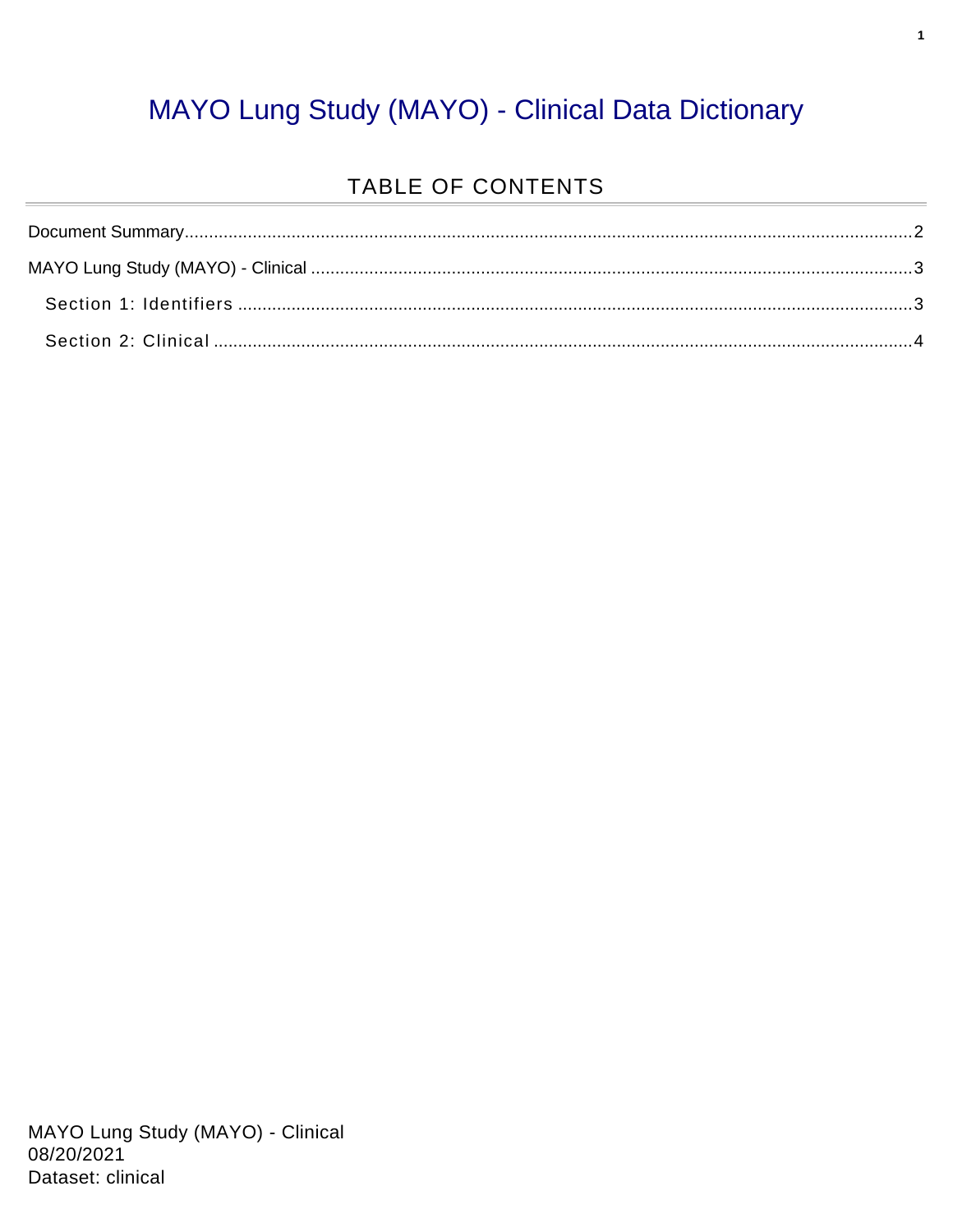# MAYO Lung Study (MAYO) - Clinical Data Dictionary

## TABLE OF CONTENTS

Document Summary.....2

MAYO Lung Study (MAYO) - Clinical.....3

- Section 1: Identifiers.....3
- Section 2: Clinical.....4

MAYO Lung Study (MAYO) - Clinical
08/20/2021
Dataset: clinical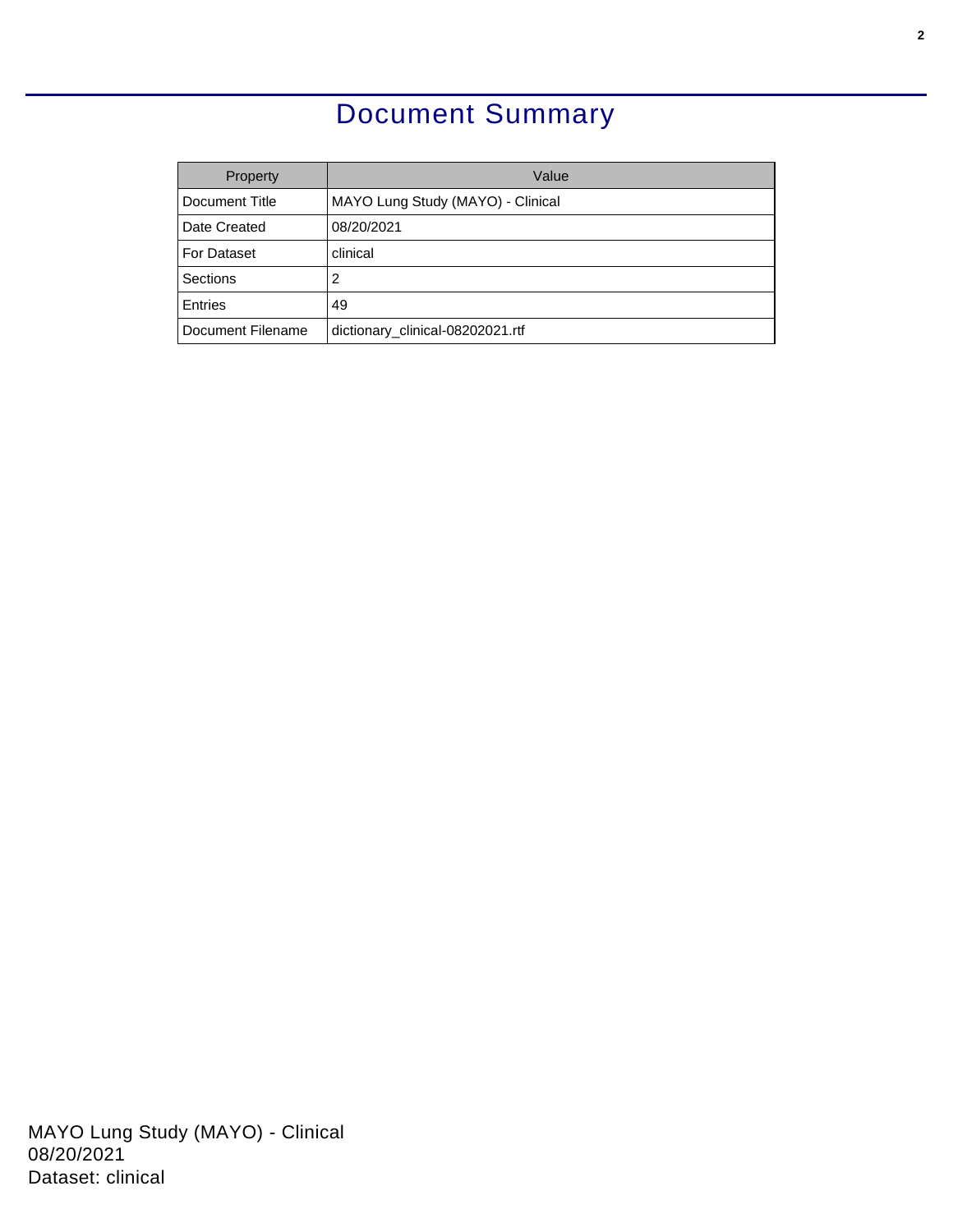# Document Summary

| Property | Value |
| --- | --- |
| Document Title | MAYO Lung Study (MAYO) - Clinical |
| Date Created | 08/20/2021 |
| For Dataset | clinical |
| Sections | 2 |
| Entries | 49 |
| Document Filename | dictionary_clinical-08202021.rtf |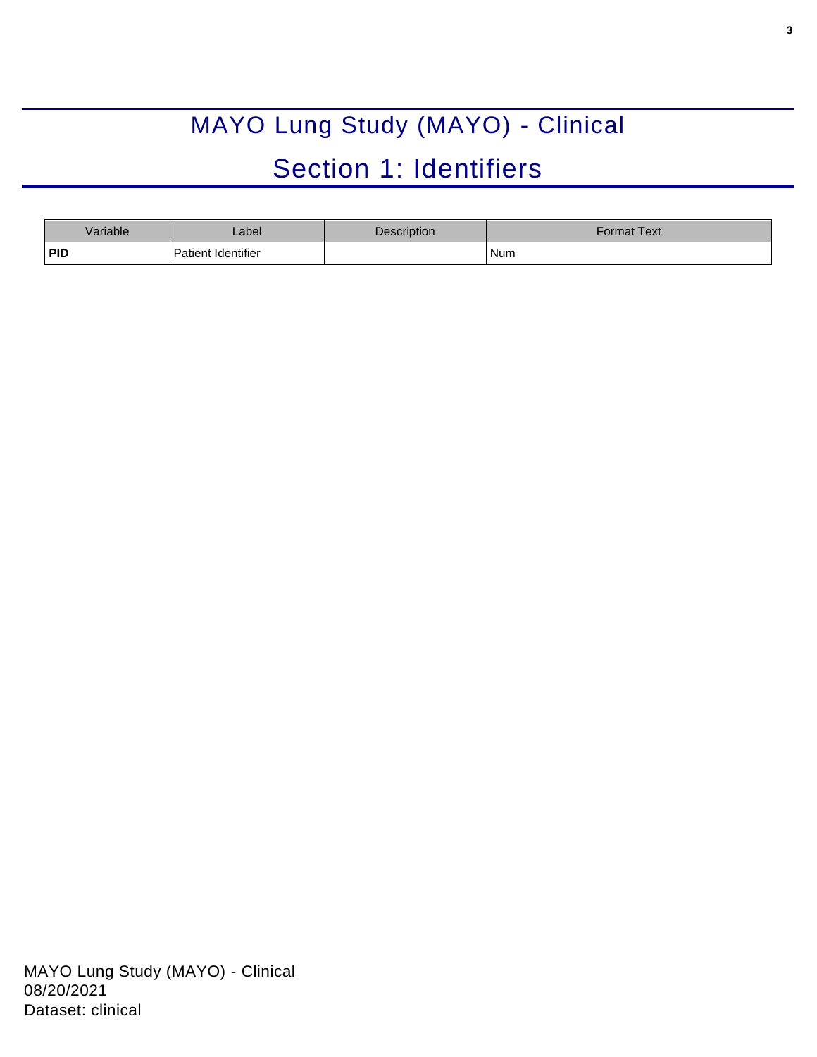# MAYO Lung Study (MAYO) - Clinical

## Section 1: Identifiers

| Variable | Label | Description | Format Text |
|---|---|---|---|
| **PID** | Patient Identifier | | Num |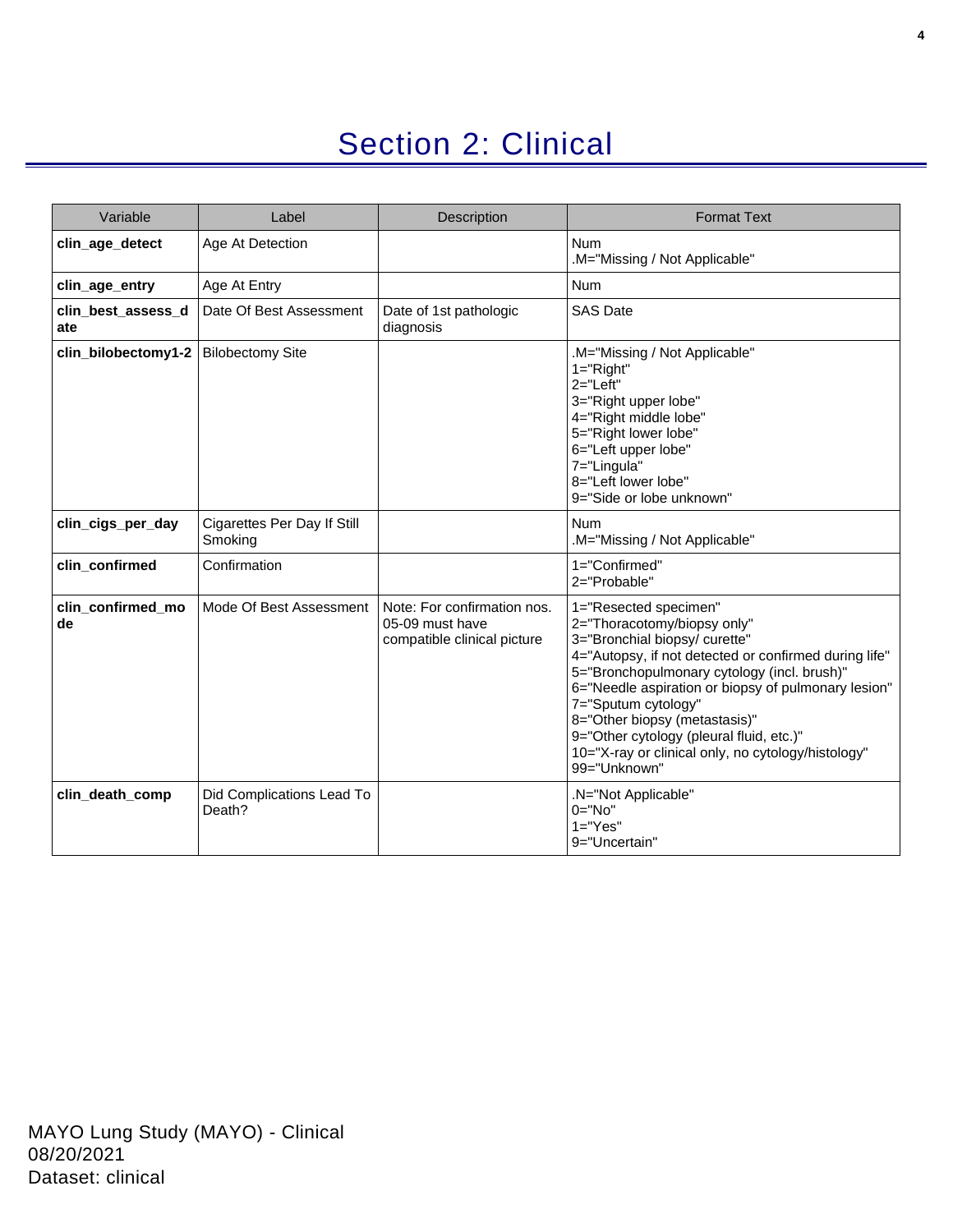# Section 2: Clinical

| Variable | Label | Description | Format Text |
|---|---|---|---|
| **clin_age_detect** | Age At Detection | | Num<br>.M="Missing / Not Applicable" |
| **clin_age_entry** | Age At Entry | | Num |
| **clin_best_assess_date** | Date Of Best Assessment | Date of 1st pathologic diagnosis | SAS Date |
| **clin_bilobectomy1-2** | Bilobectomy Site | | .M="Missing / Not Applicable"<br>1="Right"<br>2="Left"<br>3="Right upper lobe"<br>4="Right middle lobe"<br>5="Right lower lobe"<br>6="Left upper lobe"<br>7="Lingula"<br>8="Left lower lobe"<br>9="Side or lobe unknown" |
| **clin_cigs_per_day** | Cigarettes Per Day If Still Smoking | | Num<br>.M="Missing / Not Applicable" |
| **clin_confirmed** | Confirmation | | 1="Confirmed"<br>2="Probable" |
| **clin_confirmed_mode** | Mode Of Best Assessment | Note: For confirmation nos. 05-09 must have compatible clinical picture | 1="Resected specimen"<br>2="Thoracotomy/biopsy only"<br>3="Bronchial biopsy/ curette"<br>4="Autopsy, if not detected or confirmed during life"<br>5="Bronchopulmonary cytology (incl. brush)"<br>6="Needle aspiration or biopsy of pulmonary lesion"<br>7="Sputum cytology"<br>8="Other biopsy (metastasis)"<br>9="Other cytology (pleural fluid, etc.)"<br>10="X-ray or clinical only, no cytology/histology"<br>99="Unknown" |
| **clin_death_comp** | Did Complications Lead To Death? | | .N="Not Applicable"<br>0="No"<br>1="Yes"<br>9="Uncertain" |

MAYO Lung Study (MAYO) - Clinical
08/20/2021
Dataset: clinical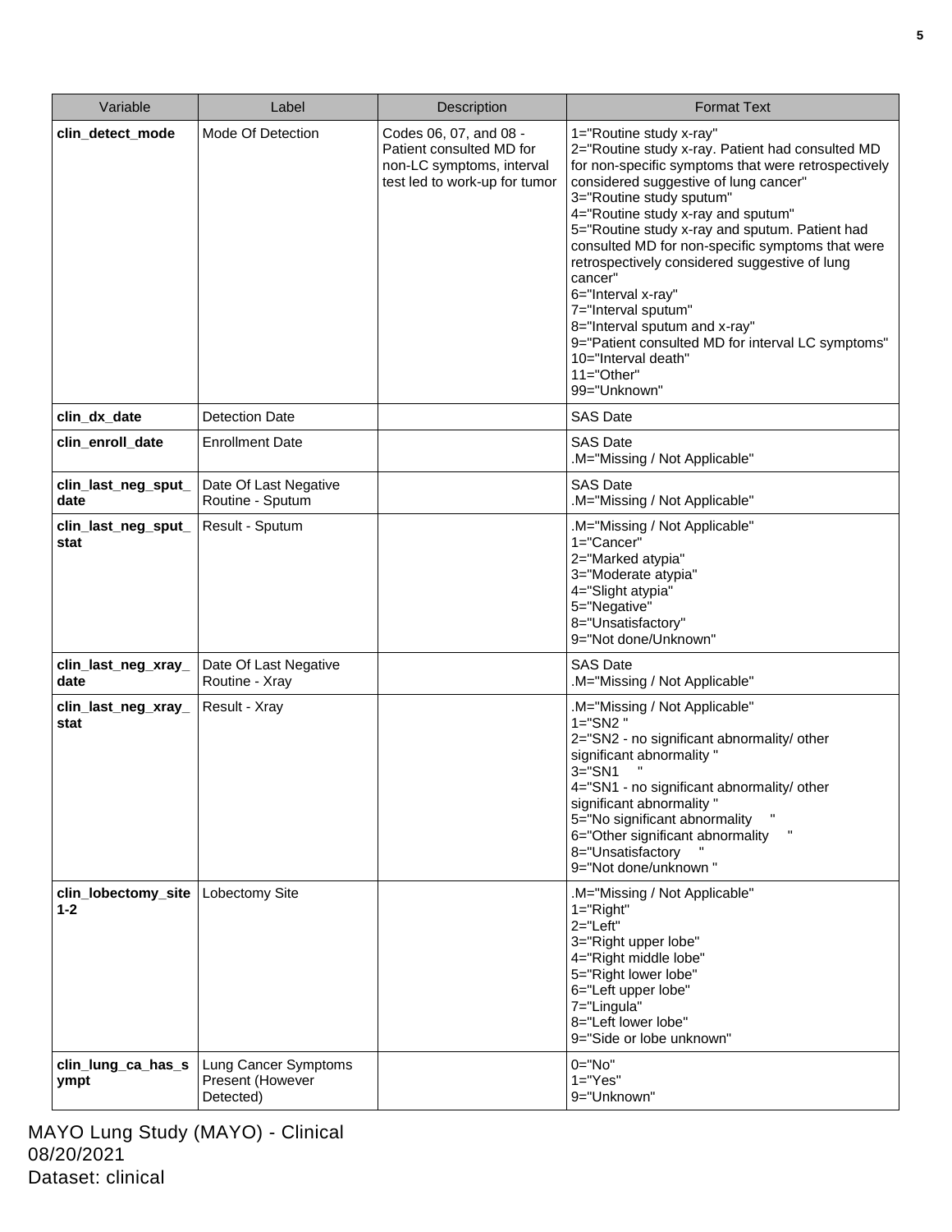| Variable | Label | Description | Format Text |
| --- | --- | --- | --- |
| **clin_detect_mode** | Mode Of Detection | Codes 06, 07, and 08 - Patient consulted MD for non-LC symptoms, interval test led to work-up for tumor | 1="Routine study x-ray"<br>2="Routine study x-ray. Patient had consulted MD for non-specific symptoms that were retrospectively considered suggestive of lung cancer"<br>3="Routine study sputum"<br>4="Routine study x-ray and sputum"<br>5="Routine study x-ray and sputum. Patient had consulted MD for non-specific symptoms that were retrospectively considered suggestive of lung cancer"<br>6="Interval x-ray"<br>7="Interval sputum"<br>8="Interval sputum and x-ray"<br>9="Patient consulted MD for interval LC symptoms"<br>10="Interval death"<br>11="Other"<br>99="Unknown" |
| **clin_dx_date** | Detection Date | | SAS Date |
| **clin_enroll_date** | Enrollment Date | | SAS Date<br>.M="Missing / Not Applicable" |
| **clin_last_neg_sput_date** | Date Of Last Negative Routine - Sputum | | SAS Date<br>.M="Missing / Not Applicable" |
| **clin_last_neg_sput_stat** | Result - Sputum | | .M="Missing / Not Applicable"<br>1="Cancer"<br>2="Marked atypia"<br>3="Moderate atypia"<br>4="Slight atypia"<br>5="Negative"<br>8="Unsatisfactory"<br>9="Not done/Unknown" |
| **clin_last_neg_xray_date** | Date Of Last Negative Routine - Xray | | SAS Date<br>.M="Missing / Not Applicable" |
| **clin_last_neg_xray_stat** | Result - Xray | | .M="Missing / Not Applicable"<br>1="SN2 "<br>2="SN2 - no significant abnormality/ other significant abnormality "<br>3="SN1 "<br>4="SN1 - no significant abnormality/ other significant abnormality "<br>5="No significant abnormality "<br>6="Other significant abnormality "<br>8="Unsatisfactory "<br>9="Not done/unknown " |
| **clin_lobectomy_site1-2** | Lobectomy Site | | .M="Missing / Not Applicable"<br>1="Right"<br>2="Left"<br>3="Right upper lobe"<br>4="Right middle lobe"<br>5="Right lower lobe"<br>6="Left upper lobe"<br>7="Lingula"<br>8="Left lower lobe"<br>9="Side or lobe unknown" |
| **clin_lung_ca_has_sympt** | Lung Cancer Symptoms Present (However Detected) | | 0="No"<br>1="Yes"<br>9="Unknown" |

MAYO Lung Study (MAYO) - Clinical
08/20/2021
Dataset: clinical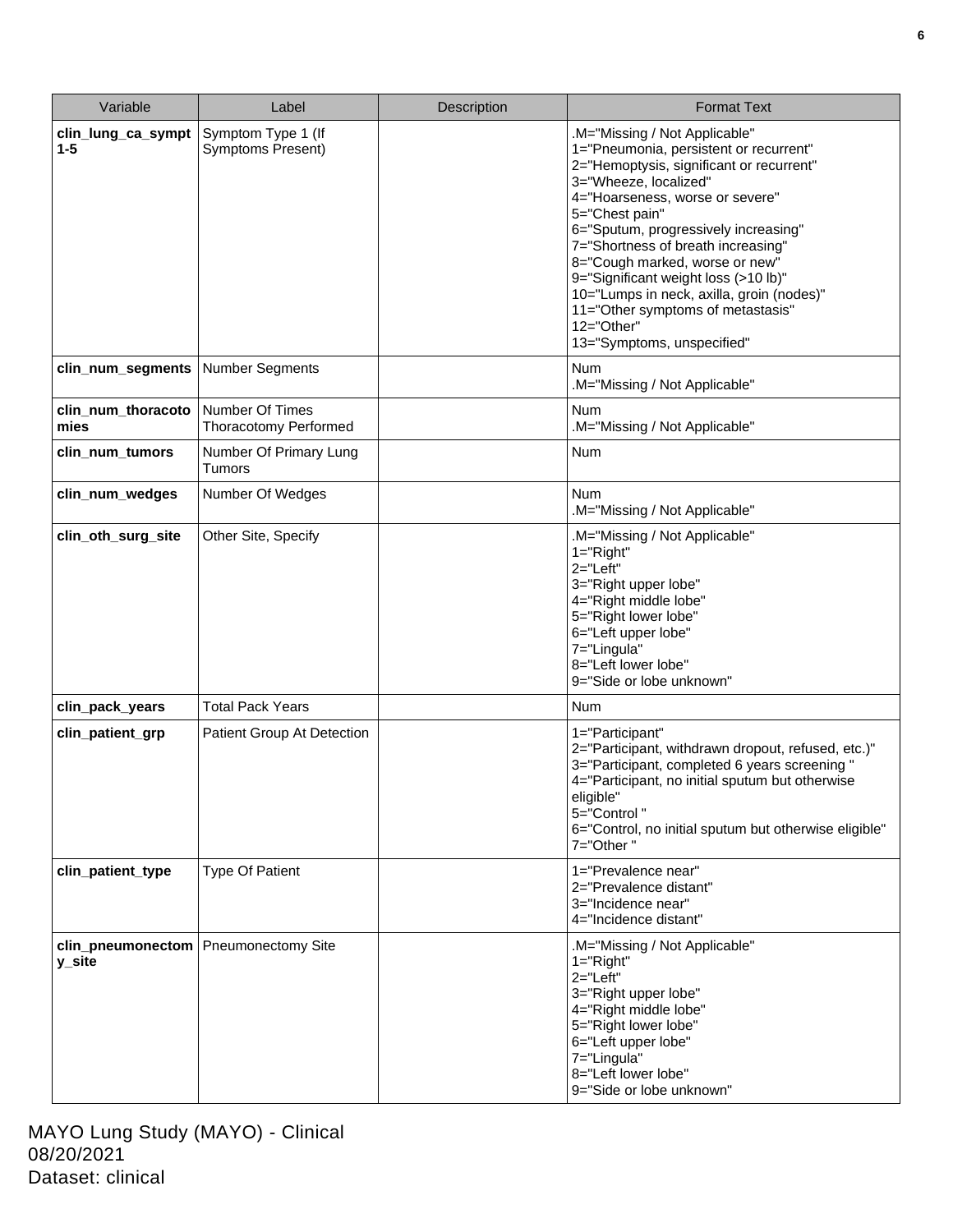| Variable | Label | Description | Format Text |
|---|---|---|---|
| **clin_lung_ca_sympt 1-5** | Symptom Type 1 (If Symptoms Present) | | .M="Missing / Not Applicable"<br>1="Pneumonia, persistent or recurrent"<br>2="Hemoptysis, significant or recurrent"<br>3="Wheeze, localized"<br>4="Hoarseness, worse or severe"<br>5="Chest pain"<br>6="Sputum, progressively increasing"<br>7="Shortness of breath increasing"<br>8="Cough marked, worse or new"<br>9="Significant weight loss (>10 lb)"<br>10="Lumps in neck, axilla, groin (nodes)"<br>11="Other symptoms of metastasis"<br>12="Other"<br>13="Symptoms, unspecified" |
| **clin_num_segments** | Number Segments | | Num<br>.M="Missing / Not Applicable" |
| **clin_num_thoracotomies** | Number Of Times Thoracotomy Performed | | Num<br>.M="Missing / Not Applicable" |
| **clin_num_tumors** | Number Of Primary Lung Tumors | | Num |
| **clin_num_wedges** | Number Of Wedges | | Num<br>.M="Missing / Not Applicable" |
| **clin_oth_surg_site** | Other Site, Specify | | .M="Missing / Not Applicable"<br>1="Right"<br>2="Left"<br>3="Right upper lobe"<br>4="Right middle lobe"<br>5="Right lower lobe"<br>6="Left upper lobe"<br>7="Lingula"<br>8="Left lower lobe"<br>9="Side or lobe unknown" |
| **clin_pack_years** | Total Pack Years | | Num |
| **clin_patient_grp** | Patient Group At Detection | | 1="Participant"<br>2="Participant, withdrawn dropout, refused, etc.)"<br>3="Participant, completed 6 years screening "<br>4="Participant, no initial sputum but otherwise eligible"<br>5="Control "<br>6="Control, no initial sputum but otherwise eligible"<br>7="Other " |
| **clin_patient_type** | Type Of Patient | | 1="Prevalence near"<br>2="Prevalence distant"<br>3="Incidence near"<br>4="Incidence distant" |
| **clin_pneumonectomy_site** | Pneumonectomy Site | | .M="Missing / Not Applicable"<br>1="Right"<br>2="Left"<br>3="Right upper lobe"<br>4="Right middle lobe"<br>5="Right lower lobe"<br>6="Left upper lobe"<br>7="Lingula"<br>8="Left lower lobe"<br>9="Side or lobe unknown" |

MAYO Lung Study (MAYO) - Clinical
08/20/2021
Dataset: clinical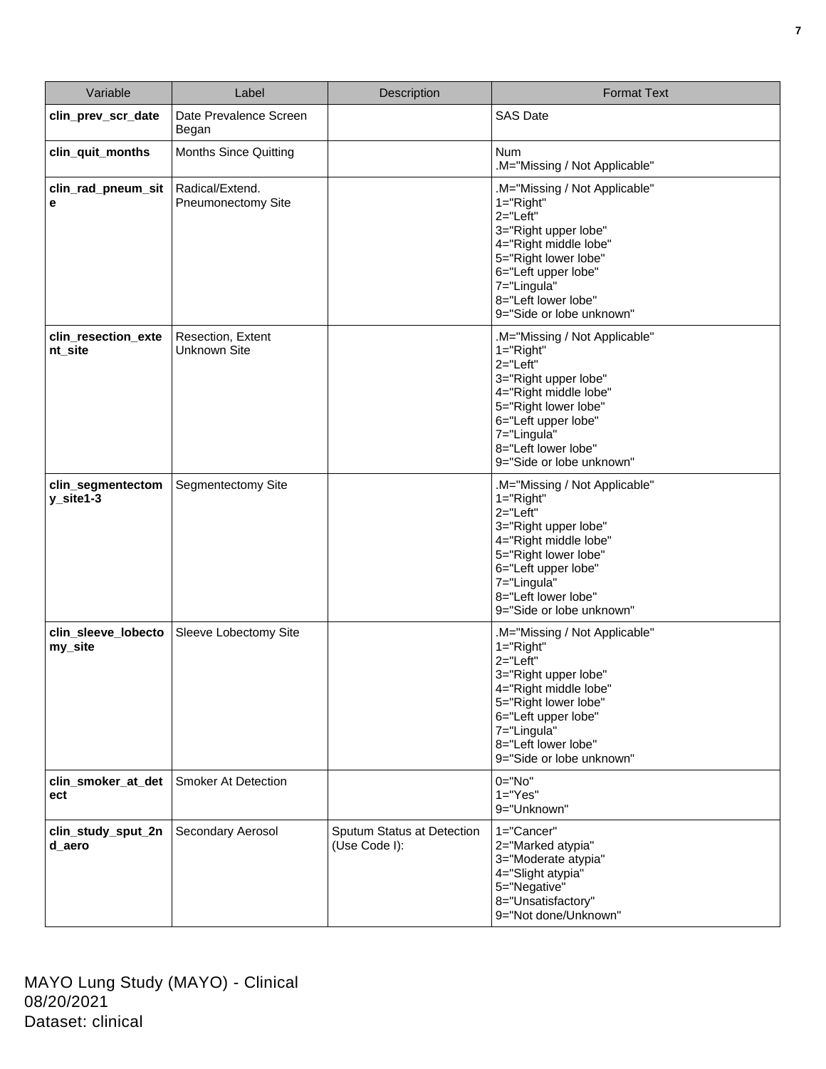| Variable | Label | Description | Format Text |
| --- | --- | --- | --- |
| **clin_prev_scr_date** | Date Prevalence Screen Began | | SAS Date |
| **clin_quit_months** | Months Since Quitting | | Num<br>.M="Missing / Not Applicable" |
| **clin_rad_pneum_site** | Radical/Extend. Pneumonectomy Site | | .M="Missing / Not Applicable"<br>1="Right"<br>2="Left"<br>3="Right upper lobe"<br>4="Right middle lobe"<br>5="Right lower lobe"<br>6="Left upper lobe"<br>7="Lingula"<br>8="Left lower lobe"<br>9="Side or lobe unknown" |
| **clin_resection_extent_site** | Resection, Extent Unknown Site | | .M="Missing / Not Applicable"<br>1="Right"<br>2="Left"<br>3="Right upper lobe"<br>4="Right middle lobe"<br>5="Right lower lobe"<br>6="Left upper lobe"<br>7="Lingula"<br>8="Left lower lobe"<br>9="Side or lobe unknown" |
| **clin_segmentectomy_site1-3** | Segmentectomy Site | | .M="Missing / Not Applicable"<br>1="Right"<br>2="Left"<br>3="Right upper lobe"<br>4="Right middle lobe"<br>5="Right lower lobe"<br>6="Left upper lobe"<br>7="Lingula"<br>8="Left lower lobe"<br>9="Side or lobe unknown" |
| **clin_sleeve_lobectomy_site** | Sleeve Lobectomy Site | | .M="Missing / Not Applicable"<br>1="Right"<br>2="Left"<br>3="Right upper lobe"<br>4="Right middle lobe"<br>5="Right lower lobe"<br>6="Left upper lobe"<br>7="Lingula"<br>8="Left lower lobe"<br>9="Side or lobe unknown" |
| **clin_smoker_at_detect** | Smoker At Detection | | 0="No"<br>1="Yes"<br>9="Unknown" |
| **clin_study_sput_2nd_aero** | Secondary Aerosol | Sputum Status at Detection (Use Code I): | 1="Cancer"<br>2="Marked atypia"<br>3="Moderate atypia"<br>4="Slight atypia"<br>5="Negative"<br>8="Unsatisfactory"<br>9="Not done/Unknown" |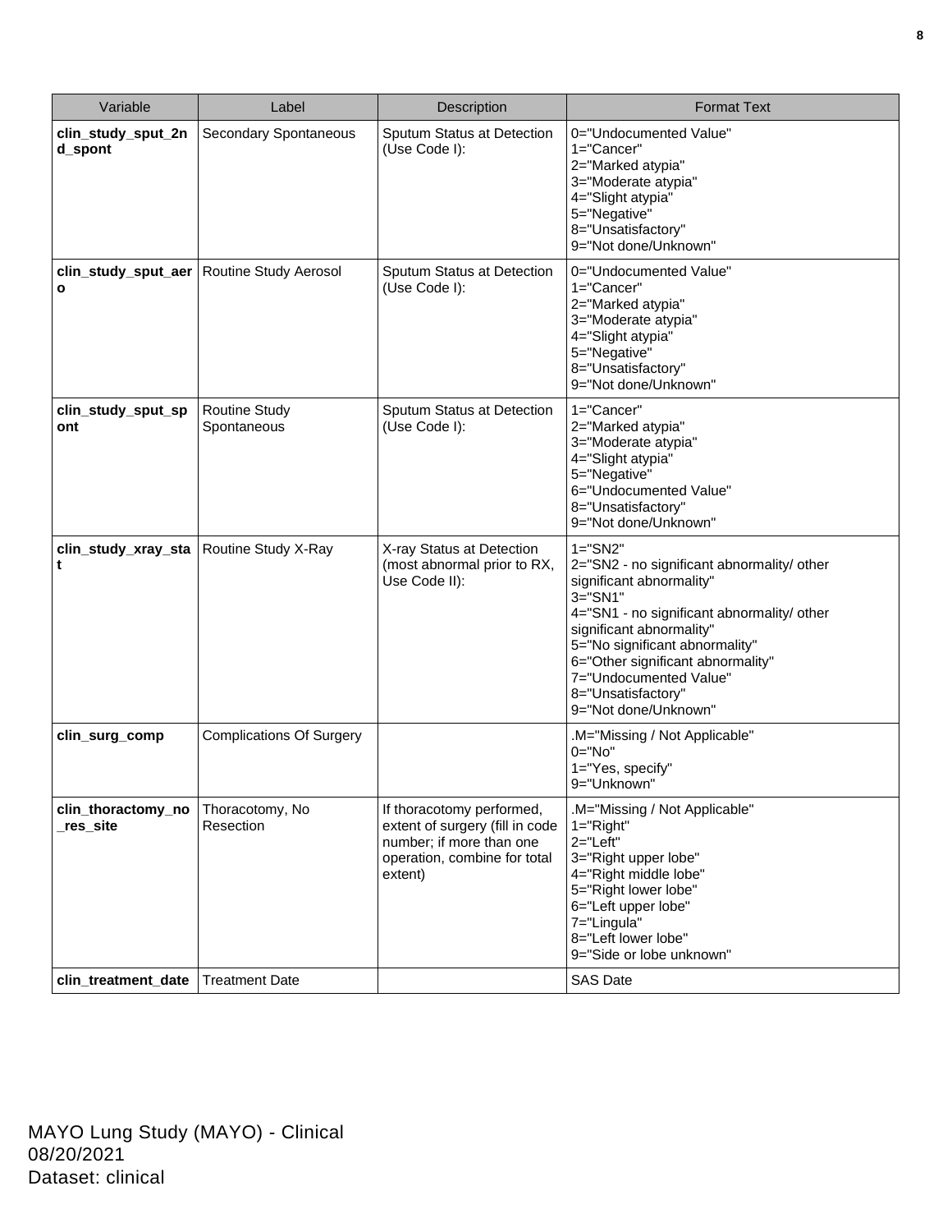| Variable | Label | Description | Format Text |
|---|---|---|---|
| **clin_study_sput_2nd_spont** | Secondary Spontaneous | Sputum Status at Detection (Use Code I): | 0="Undocumented Value"<br>1="Cancer"<br>2="Marked atypia"<br>3="Moderate atypia"<br>4="Slight atypia"<br>5="Negative"<br>8="Unsatisfactory"<br>9="Not done/Unknown" |
| **clin_study_sput_aero** | Routine Study Aerosol | Sputum Status at Detection (Use Code I): | 0="Undocumented Value"<br>1="Cancer"<br>2="Marked atypia"<br>3="Moderate atypia"<br>4="Slight atypia"<br>5="Negative"<br>8="Unsatisfactory"<br>9="Not done/Unknown" |
| **clin_study_sput_spont** | Routine Study Spontaneous | Sputum Status at Detection (Use Code I): | 1="Cancer"<br>2="Marked atypia"<br>3="Moderate atypia"<br>4="Slight atypia"<br>5="Negative"<br>6="Undocumented Value"<br>8="Unsatisfactory"<br>9="Not done/Unknown" |
| **clin_study_xray_stat** | Routine Study X-Ray | X-ray Status at Detection (most abnormal prior to RX, Use Code II): | 1="SN2"<br>2="SN2 - no significant abnormality/ other significant abnormality"<br>3="SN1"<br>4="SN1 - no significant abnormality/ other significant abnormality"<br>5="No significant abnormality"<br>6="Other significant abnormality"<br>7="Undocumented Value"<br>8="Unsatisfactory"<br>9="Not done/Unknown" |
| **clin_surg_comp** | Complications Of Surgery | | .M="Missing / Not Applicable"<br>0="No"<br>1="Yes, specify"<br>9="Unknown" |
| **clin_thoractomy_no_res_site** | Thoracotomy, No Resection | If thoracotomy performed, extent of surgery (fill in code number; if more than one operation, combine for total extent) | .M="Missing / Not Applicable"<br>1="Right"<br>2="Left"<br>3="Right upper lobe"<br>4="Right middle lobe"<br>5="Right lower lobe"<br>6="Left upper lobe"<br>7="Lingula"<br>8="Left lower lobe"<br>9="Side or lobe unknown" |
| **clin_treatment_date** | Treatment Date | | SAS Date |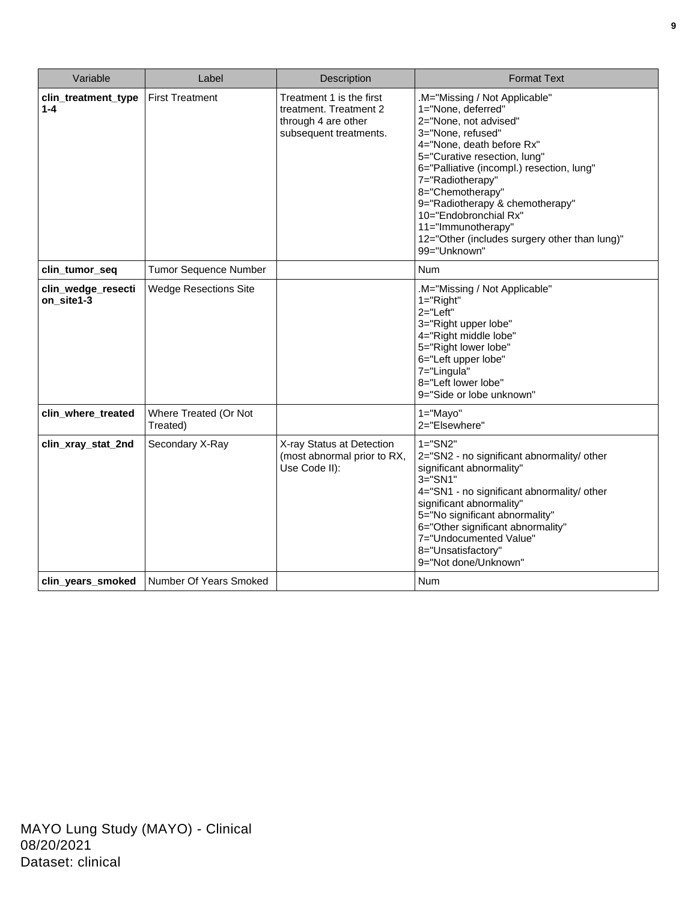| Variable | Label | Description | Format Text |
| --- | --- | --- | --- |
| **clin_treatment_type 1-4** | First Treatment | Treatment 1 is the first treatment. Treatment 2 through 4 are other subsequent treatments. | .M="Missing / Not Applicable"<br>1="None, deferred"<br>2="None, not advised"<br>3="None, refused"<br>4="None, death before Rx"<br>5="Curative resection, lung"<br>6="Palliative (incompl.) resection, lung"<br>7="Radiotherapy"<br>8="Chemotherapy"<br>9="Radiotherapy & chemotherapy"<br>10="Endobronchial Rx"<br>11="Immunotherapy"<br>12="Other (includes surgery other than lung)"<br>99="Unknown" |
| **clin_tumor_seq** | Tumor Sequence Number | | Num |
| **clin_wedge_resection_site1-3** | Wedge Resections Site | | .M="Missing / Not Applicable"<br>1="Right"<br>2="Left"<br>3="Right upper lobe"<br>4="Right middle lobe"<br>5="Right lower lobe"<br>6="Left upper lobe"<br>7="Lingula"<br>8="Left lower lobe"<br>9="Side or lobe unknown" |
| **clin_where_treated** | Where Treated (Or Not Treated) | | 1="Mayo"<br>2="Elsewhere" |
| **clin_xray_stat_2nd** | Secondary X-Ray | X-ray Status at Detection (most abnormal prior to RX, Use Code II): | 1="SN2"<br>2="SN2 - no significant abnormality/ other significant abnormality"<br>3="SN1"<br>4="SN1 - no significant abnormality/ other significant abnormality"<br>5="No significant abnormality"<br>6="Other significant abnormality"<br>7="Undocumented Value"<br>8="Unsatisfactory"<br>9="Not done/Unknown" |
| **clin_years_smoked** | Number Of Years Smoked | | Num |

MAYO Lung Study (MAYO) - Clinical
08/20/2021
Dataset: clinical